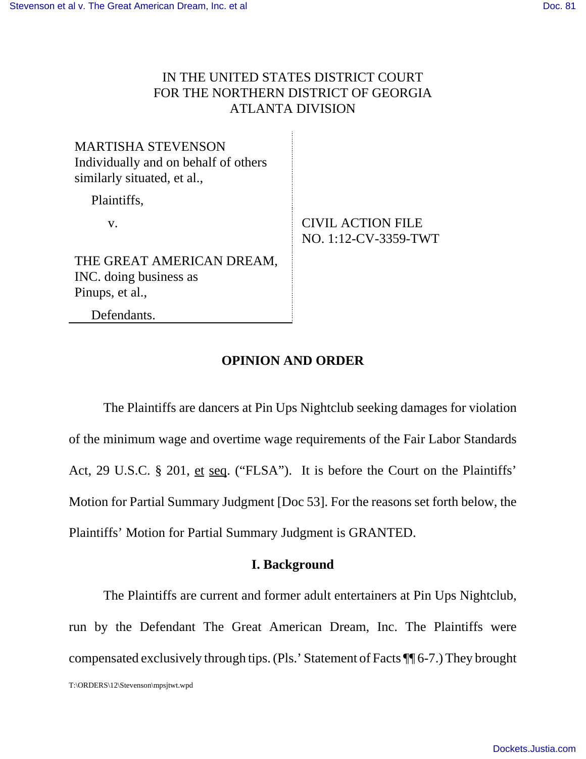IN THE UNITED STATES DISTRICT COURT
FOR THE NORTHERN DISTRICT OF GEORGIA
ATLANTA DIVISION

| | |
|---|---|
| MARTISHA STEVENSON Individually and on behalf of others similarly situated, et al., | |
| Plaintiffs, | |
| v. | CIVIL ACTION FILE NO. 1:12-CV-3359-TWT |
| THE GREAT AMERICAN DREAM, INC. doing business as Pinups, et al., | |
| Defendants. | |

## OPINION AND ORDER

The Plaintiffs are dancers at Pin Ups Nightclub seeking damages for violation of the minimum wage and overtime wage requirements of the Fair Labor Standards Act, 29 U.S.C. § 201, et seq. ("FLSA"). It is before the Court on the Plaintiffs' Motion for Partial Summary Judgment [Doc 53]. For the reasons set forth below, the Plaintiffs' Motion for Partial Summary Judgment is GRANTED.

## I. Background

The Plaintiffs are current and former adult entertainers at Pin Ups Nightclub, run by the Defendant The Great American Dream, Inc. The Plaintiffs were compensated exclusively through tips. (Pls.' Statement of Facts ¶¶ 6-7.) They brought

T:\ORDERS\12\Stevenson\mpsjtwt.wpd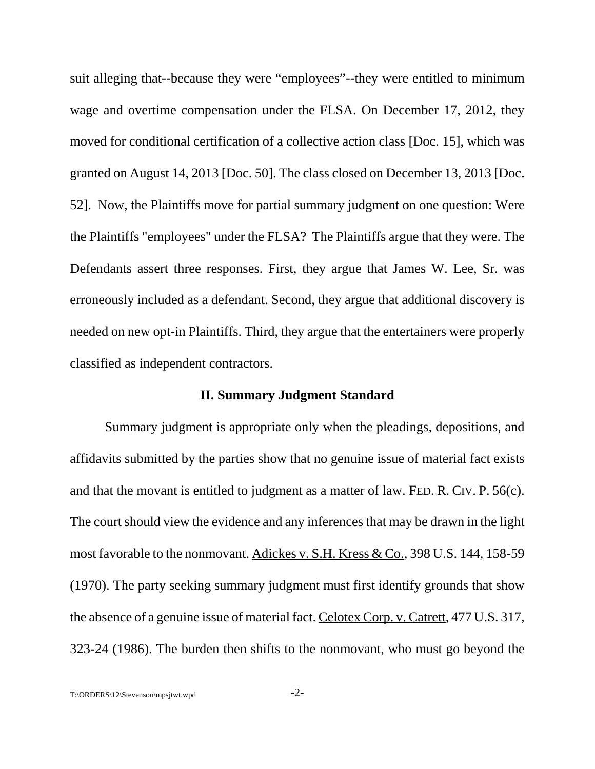suit alleging that--because they were "employees"--they were entitled to minimum wage and overtime compensation under the FLSA. On December 17, 2012, they moved for conditional certification of a collective action class [Doc. 15], which was granted on August 14, 2013 [Doc. 50]. The class closed on December 13, 2013 [Doc. 52]. Now, the Plaintiffs move for partial summary judgment on one question: Were the Plaintiffs "employees" under the FLSA? The Plaintiffs argue that they were. The Defendants assert three responses. First, they argue that James W. Lee, Sr. was erroneously included as a defendant. Second, they argue that additional discovery is needed on new opt-in Plaintiffs. Third, they argue that the entertainers were properly classified as independent contractors.

## II. Summary Judgment Standard

Summary judgment is appropriate only when the pleadings, depositions, and affidavits submitted by the parties show that no genuine issue of material fact exists and that the movant is entitled to judgment as a matter of law. FED. R. CIV. P. 56(c). The court should view the evidence and any inferences that may be drawn in the light most favorable to the nonmovant. Adickes v. S.H. Kress & Co., 398 U.S. 144, 158-59 (1970). The party seeking summary judgment must first identify grounds that show the absence of a genuine issue of material fact. Celotex Corp. v. Catrett, 477 U.S. 317, 323-24 (1986). The burden then shifts to the nonmovant, who must go beyond the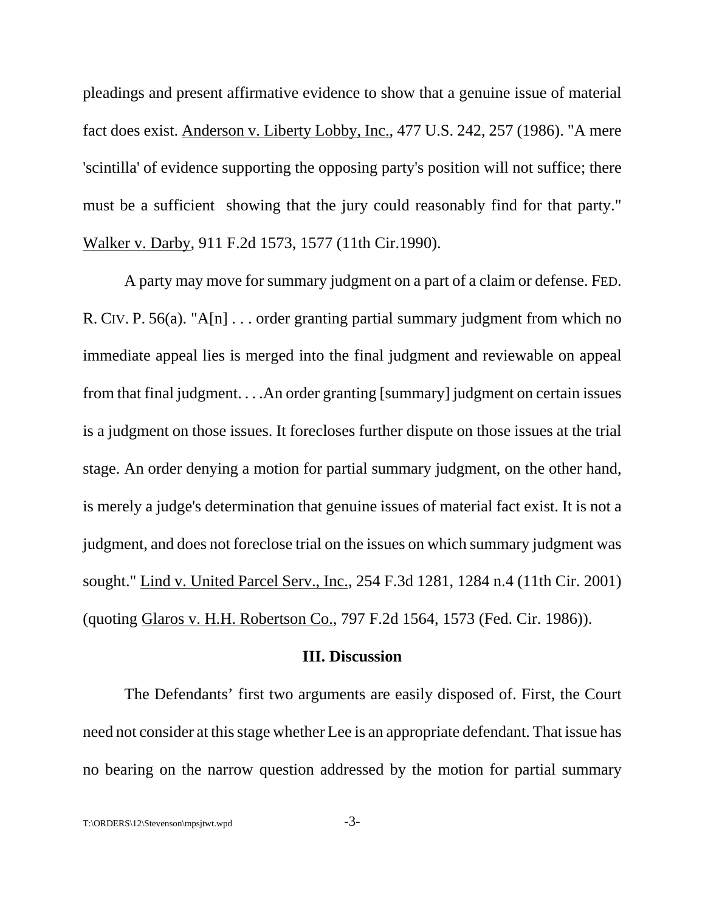pleadings and present affirmative evidence to show that a genuine issue of material fact does exist. Anderson v. Liberty Lobby, Inc., 477 U.S. 242, 257 (1986). "A mere 'scintilla' of evidence supporting the opposing party's position will not suffice; there must be a sufficient showing that the jury could reasonably find for that party." Walker v. Darby, 911 F.2d 1573, 1577 (11th Cir.1990).

A party may move for summary judgment on a part of a claim or defense. FED. R. CIV. P. 56(a). "A[n] . . . order granting partial summary judgment from which no immediate appeal lies is merged into the final judgment and reviewable on appeal from that final judgment. . . .An order granting [summary] judgment on certain issues is a judgment on those issues. It forecloses further dispute on those issues at the trial stage. An order denying a motion for partial summary judgment, on the other hand, is merely a judge's determination that genuine issues of material fact exist. It is not a judgment, and does not foreclose trial on the issues on which summary judgment was sought." Lind v. United Parcel Serv., Inc., 254 F.3d 1281, 1284 n.4 (11th Cir. 2001) (quoting Glaros v. H.H. Robertson Co., 797 F.2d 1564, 1573 (Fed. Cir. 1986)).

## III. Discussion

The Defendants' first two arguments are easily disposed of. First, the Court need not consider at this stage whether Lee is an appropriate defendant. That issue has no bearing on the narrow question addressed by the motion for partial summary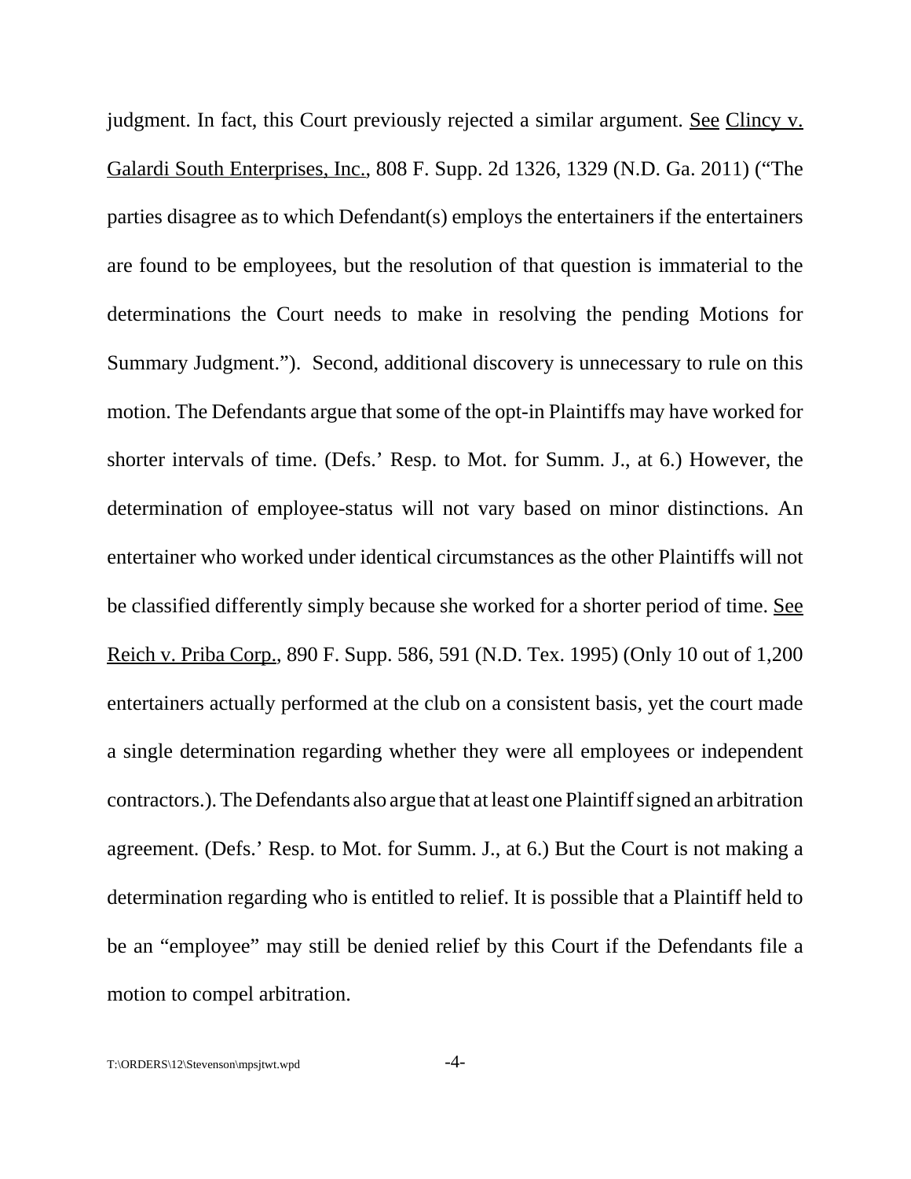judgment. In fact, this Court previously rejected a similar argument. See Clincy v. Galardi South Enterprises, Inc., 808 F. Supp. 2d 1326, 1329 (N.D. Ga. 2011) ("The parties disagree as to which Defendant(s) employs the entertainers if the entertainers are found to be employees, but the resolution of that question is immaterial to the determinations the Court needs to make in resolving the pending Motions for Summary Judgment."). Second, additional discovery is unnecessary to rule on this motion. The Defendants argue that some of the opt-in Plaintiffs may have worked for shorter intervals of time. (Defs.' Resp. to Mot. for Summ. J., at 6.) However, the determination of employee-status will not vary based on minor distinctions. An entertainer who worked under identical circumstances as the other Plaintiffs will not be classified differently simply because she worked for a shorter period of time. See Reich v. Priba Corp., 890 F. Supp. 586, 591 (N.D. Tex. 1995) (Only 10 out of 1,200 entertainers actually performed at the club on a consistent basis, yet the court made a single determination regarding whether they were all employees or independent contractors.). The Defendants also argue that at least one Plaintiff signed an arbitration agreement. (Defs.' Resp. to Mot. for Summ. J., at 6.) But the Court is not making a determination regarding who is entitled to relief. It is possible that a Plaintiff held to be an "employee" may still be denied relief by this Court if the Defendants file a motion to compel arbitration.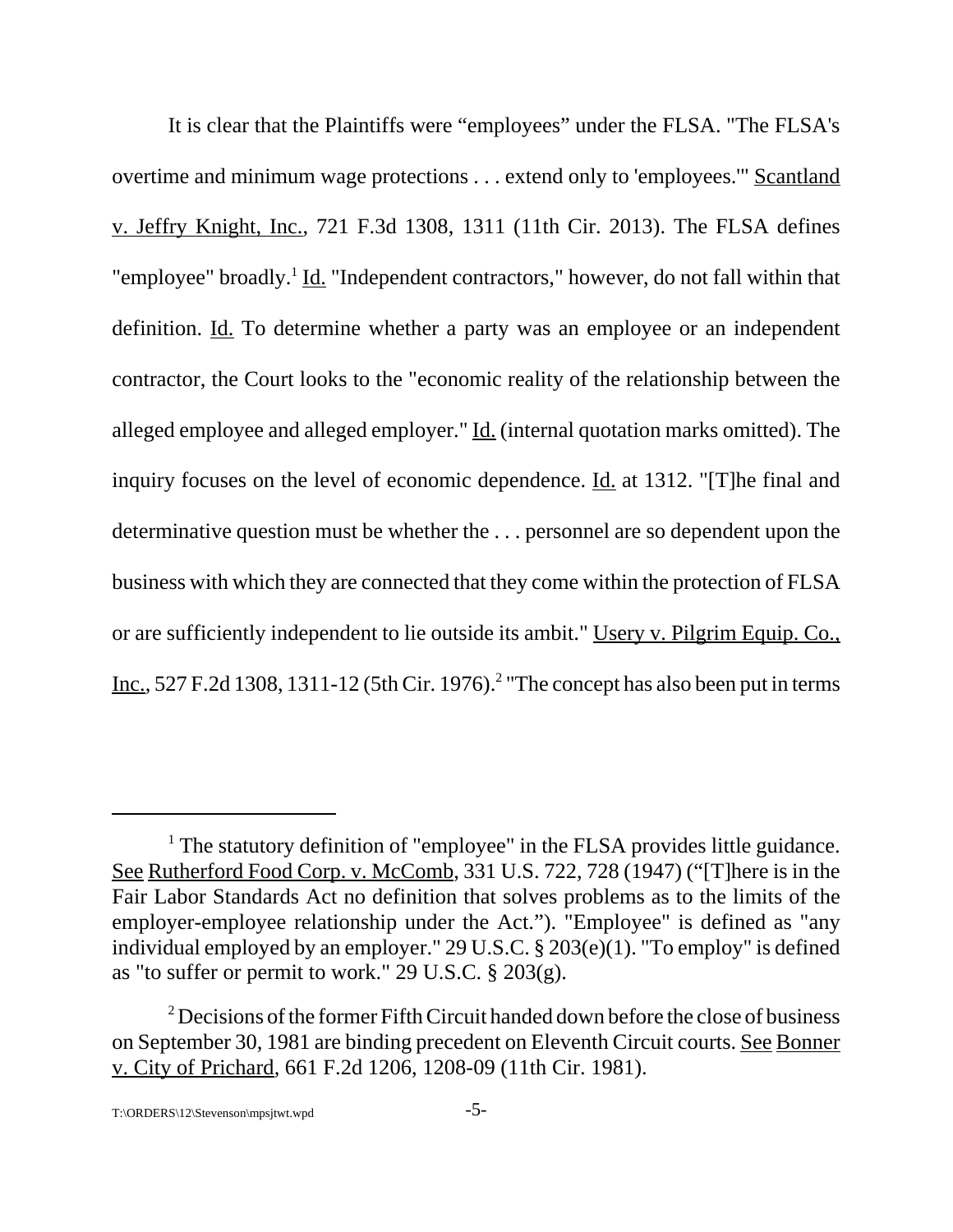It is clear that the Plaintiffs were "employees" under the FLSA. "The FLSA's overtime and minimum wage protections . . . extend only to 'employees.'" Scantland v. Jeffry Knight, Inc., 721 F.3d 1308, 1311 (11th Cir. 2013). The FLSA defines "employee" broadly.[1] Id. "Independent contractors," however, do not fall within that definition. Id. To determine whether a party was an employee or an independent contractor, the Court looks to the "economic reality of the relationship between the alleged employee and alleged employer." Id. (internal quotation marks omitted). The inquiry focuses on the level of economic dependence. Id. at 1312. "[T]he final and determinative question must be whether the . . . personnel are so dependent upon the business with which they are connected that they come within the protection of FLSA or are sufficiently independent to lie outside its ambit." Usery v. Pilgrim Equip. Co., Inc., 527 F.2d 1308, 1311-12 (5th Cir. 1976).[2] "The concept has also been put in terms

---

[1] The statutory definition of "employee" in the FLSA provides little guidance. See Rutherford Food Corp. v. McComb, 331 U.S. 722, 728 (1947) ("[T]here is in the Fair Labor Standards Act no definition that solves problems as to the limits of the employer-employee relationship under the Act."). "Employee" is defined as "any individual employed by an employer." 29 U.S.C. § 203(e)(1). "To employ" is defined as "to suffer or permit to work." 29 U.S.C. § 203(g).

[2] Decisions of the former Fifth Circuit handed down before the close of business on September 30, 1981 are binding precedent on Eleventh Circuit courts. See Bonner v. City of Prichard, 661 F.2d 1206, 1208-09 (11th Cir. 1981).

T:\ORDERS\12\Stevenson\mpsjtwt.wpd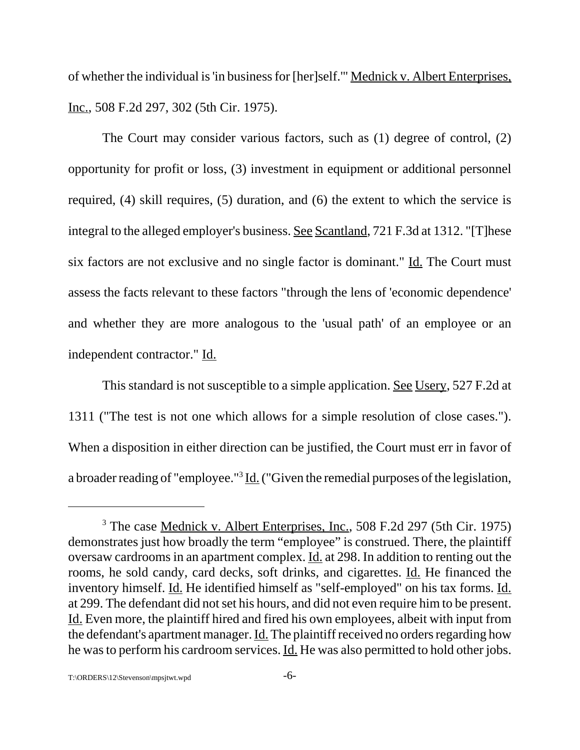of whether the individual is 'in business for [her]self.'" Mednick v. Albert Enterprises, Inc., 508 F.2d 297, 302 (5th Cir. 1975).

The Court may consider various factors, such as (1) degree of control, (2) opportunity for profit or loss, (3) investment in equipment or additional personnel required, (4) skill requires, (5) duration, and (6) the extent to which the service is integral to the alleged employer's business. See Scantland, 721 F.3d at 1312. "[T]hese six factors are not exclusive and no single factor is dominant." Id. The Court must assess the facts relevant to these factors "through the lens of 'economic dependence' and whether they are more analogous to the 'usual path' of an employee or an independent contractor." Id.

This standard is not susceptible to a simple application. See Usery, 527 F.2d at 1311 ("The test is not one which allows for a simple resolution of close cases."). When a disposition in either direction can be justified, the Court must err in favor of a broader reading of "employee."[3] Id. ("Given the remedial purposes of the legislation,

---

[3] The case Mednick v. Albert Enterprises, Inc., 508 F.2d 297 (5th Cir. 1975) demonstrates just how broadly the term "employee" is construed. There, the plaintiff oversaw cardrooms in an apartment complex. Id. at 298. In addition to renting out the rooms, he sold candy, card decks, soft drinks, and cigarettes. Id. He financed the inventory himself. Id. He identified himself as "self-employed" on his tax forms. Id. at 299. The defendant did not set his hours, and did not even require him to be present. Id. Even more, the plaintiff hired and fired his own employees, albeit with input from the defendant's apartment manager. Id. The plaintiff received no orders regarding how he was to perform his cardroom services. Id. He was also permitted to hold other jobs.

T:\ORDERS\12\Stevenson\mpsjtwt.wpd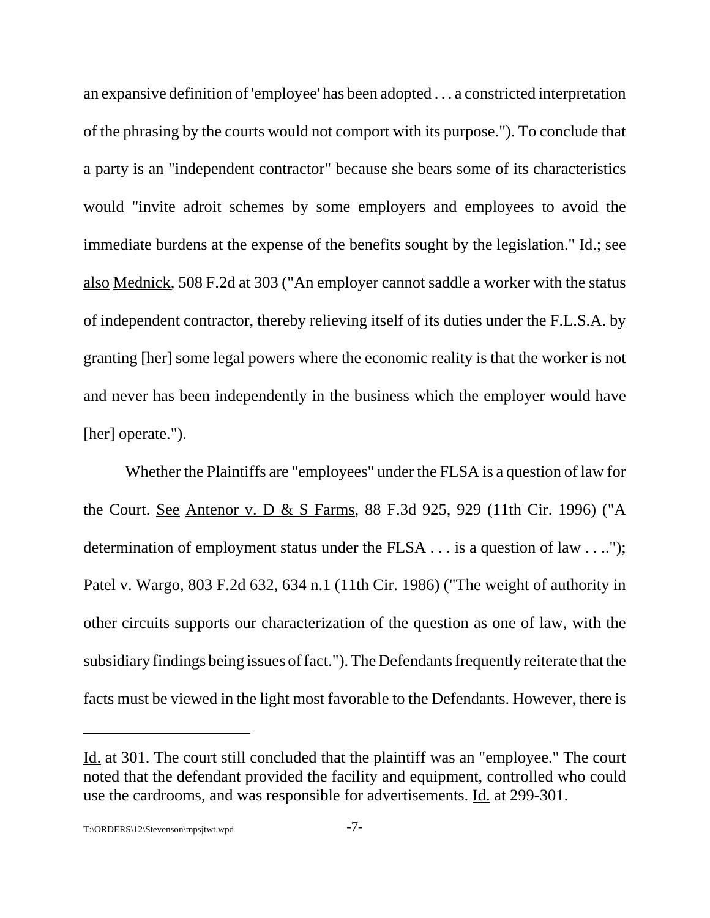an expansive definition of 'employee' has been adopted . . . a constricted interpretation of the phrasing by the courts would not comport with its purpose."). To conclude that a party is an "independent contractor" because she bears some of its characteristics would "invite adroit schemes by some employers and employees to avoid the immediate burdens at the expense of the benefits sought by the legislation." Id.; see also Mednick, 508 F.2d at 303 ("An employer cannot saddle a worker with the status of independent contractor, thereby relieving itself of its duties under the F.L.S.A. by granting [her] some legal powers where the economic reality is that the worker is not and never has been independently in the business which the employer would have [her] operate.").

Whether the Plaintiffs are "employees" under the FLSA is a question of law for the Court. See Antenor v. D & S Farms, 88 F.3d 925, 929 (11th Cir. 1996) ("A determination of employment status under the FLSA . . . is a question of law . . .."); Patel v. Wargo, 803 F.2d 632, 634 n.1 (11th Cir. 1986) ("The weight of authority in other circuits supports our characterization of the question as one of law, with the subsidiary findings being issues of fact."). The Defendants frequently reiterate that the facts must be viewed in the light most favorable to the Defendants. However, there is

---

Id. at 301. The court still concluded that the plaintiff was an "employee." The court noted that the defendant provided the facility and equipment, controlled who could use the cardrooms, and was responsible for advertisements. Id. at 299-301.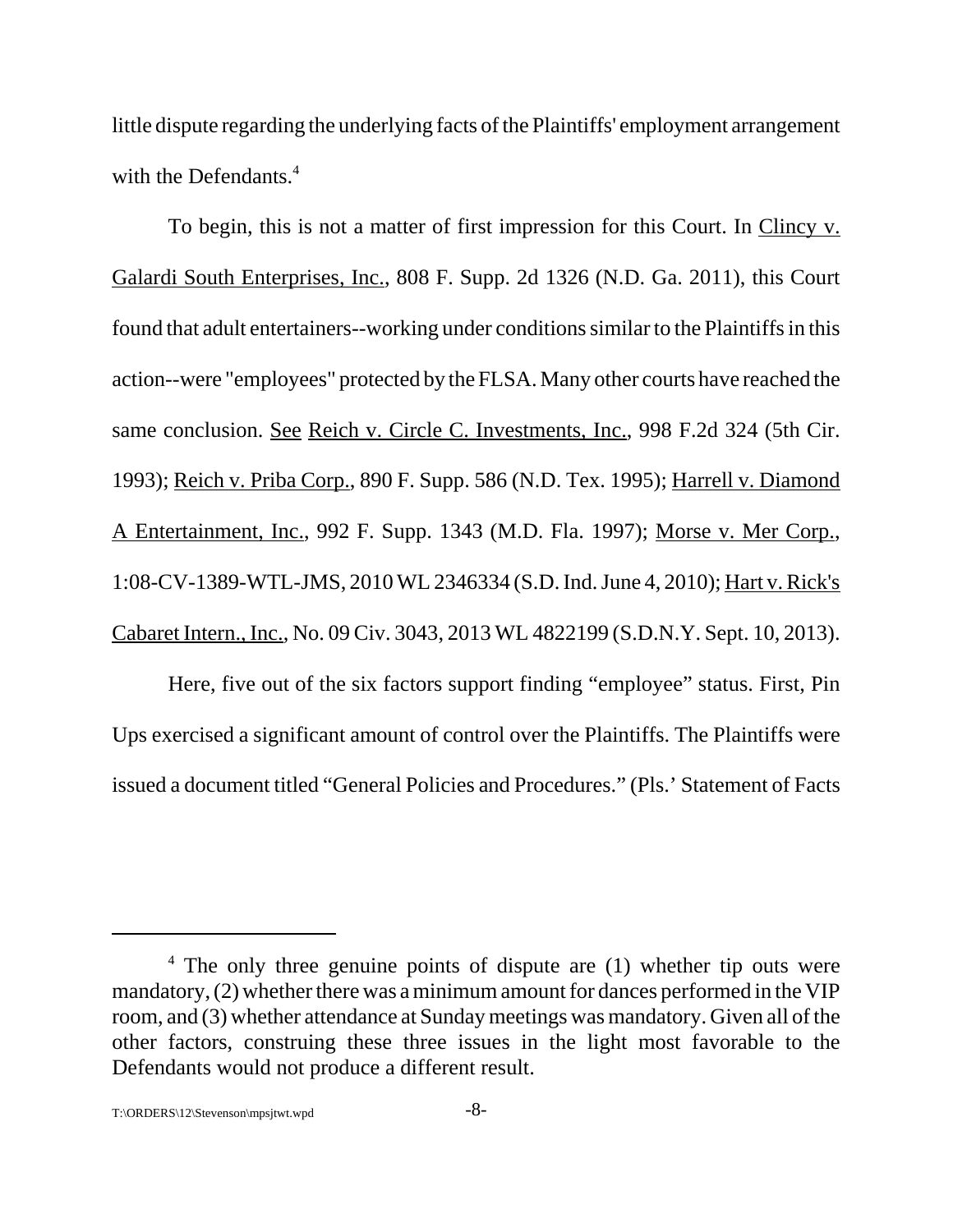little dispute regarding the underlying facts of the Plaintiffs' employment arrangement with the Defendants.[4]

To begin, this is not a matter of first impression for this Court. In Clincy v. Galardi South Enterprises, Inc., 808 F. Supp. 2d 1326 (N.D. Ga. 2011), this Court found that adult entertainers--working under conditions similar to the Plaintiffs in this action--were "employees" protected by the FLSA. Many other courts have reached the same conclusion. See Reich v. Circle C. Investments, Inc., 998 F.2d 324 (5th Cir. 1993); Reich v. Priba Corp., 890 F. Supp. 586 (N.D. Tex. 1995); Harrell v. Diamond A Entertainment, Inc., 992 F. Supp. 1343 (M.D. Fla. 1997); Morse v. Mer Corp., 1:08-CV-1389-WTL-JMS, 2010 WL 2346334 (S.D. Ind. June 4, 2010); Hart v. Rick's Cabaret Intern., Inc., No. 09 Civ. 3043, 2013 WL 4822199 (S.D.N.Y. Sept. 10, 2013).

Here, five out of the six factors support finding "employee" status. First, Pin Ups exercised a significant amount of control over the Plaintiffs. The Plaintiffs were issued a document titled "General Policies and Procedures." (Pls.' Statement of Facts

---

[4] The only three genuine points of dispute are (1) whether tip outs were mandatory, (2) whether there was a minimum amount for dances performed in the VIP room, and (3) whether attendance at Sunday meetings was mandatory. Given all of the other factors, construing these three issues in the light most favorable to the Defendants would not produce a different result.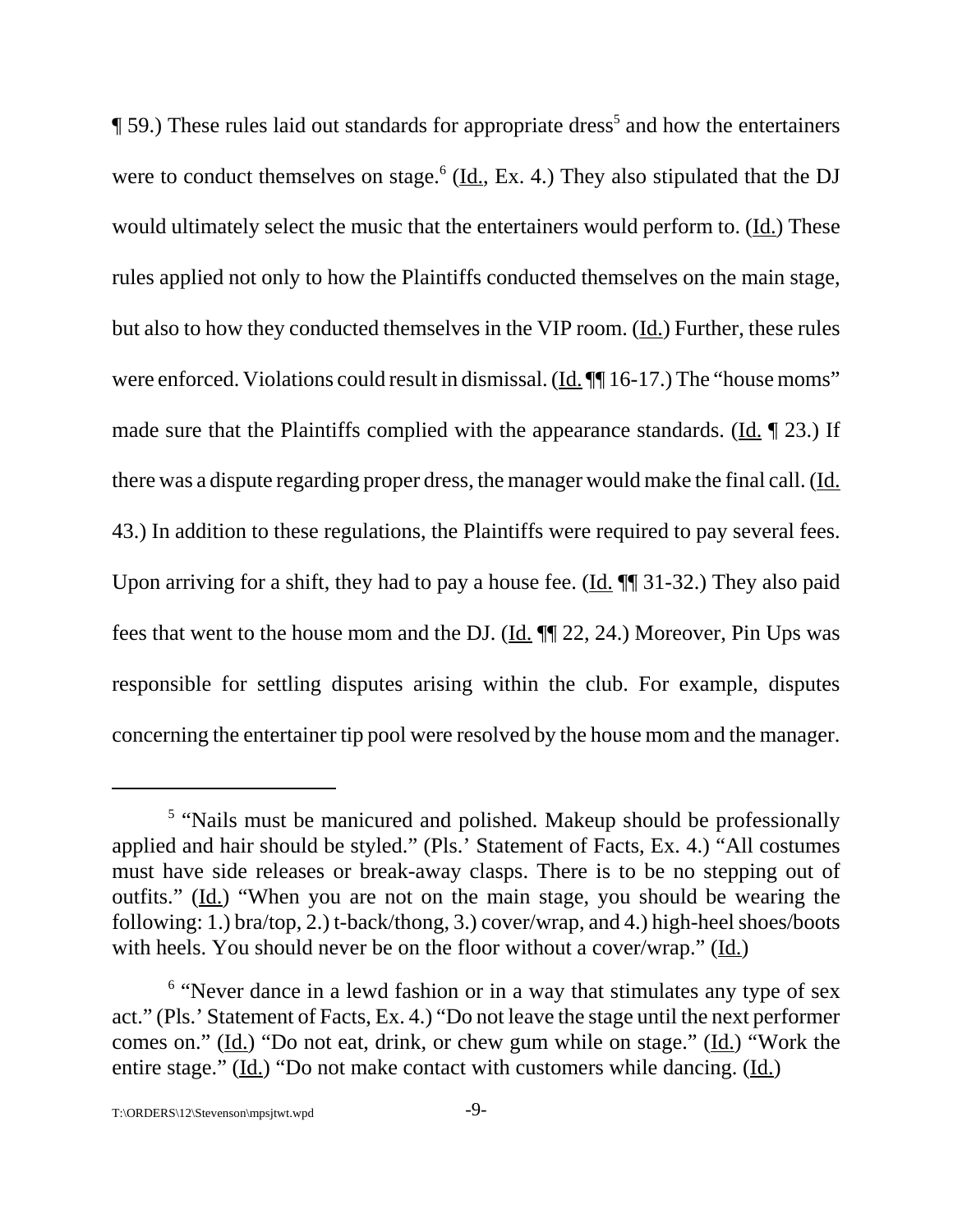¶ 59.) These rules laid out standards for appropriate dress[5] and how the entertainers were to conduct themselves on stage.[6] (Id., Ex. 4.) They also stipulated that the DJ would ultimately select the music that the entertainers would perform to. (Id.) These rules applied not only to how the Plaintiffs conducted themselves on the main stage, but also to how they conducted themselves in the VIP room. (Id.) Further, these rules were enforced. Violations could result in dismissal. (Id. ¶¶ 16-17.) The "house moms" made sure that the Plaintiffs complied with the appearance standards. (Id. ¶ 23.) If there was a dispute regarding proper dress, the manager would make the final call. (Id. 43.) In addition to these regulations, the Plaintiffs were required to pay several fees. Upon arriving for a shift, they had to pay a house fee. (Id. ¶¶ 31-32.) They also paid fees that went to the house mom and the DJ. (Id. ¶¶ 22, 24.) Moreover, Pin Ups was responsible for settling disputes arising within the club. For example, disputes concerning the entertainer tip pool were resolved by the house mom and the manager.

---

[5] "Nails must be manicured and polished. Makeup should be professionally applied and hair should be styled." (Pls.' Statement of Facts, Ex. 4.) "All costumes must have side releases or break-away clasps. There is to be no stepping out of outfits." (Id.) "When you are not on the main stage, you should be wearing the following: 1.) bra/top, 2.) t-back/thong, 3.) cover/wrap, and 4.) high-heel shoes/boots with heels. You should never be on the floor without a cover/wrap." (Id.)

[6] "Never dance in a lewd fashion or in a way that stimulates any type of sex act." (Pls.' Statement of Facts, Ex. 4.) "Do not leave the stage until the next performer comes on." (Id.) "Do not eat, drink, or chew gum while on stage." (Id.) "Work the entire stage." (Id.) "Do not make contact with customers while dancing. (Id.)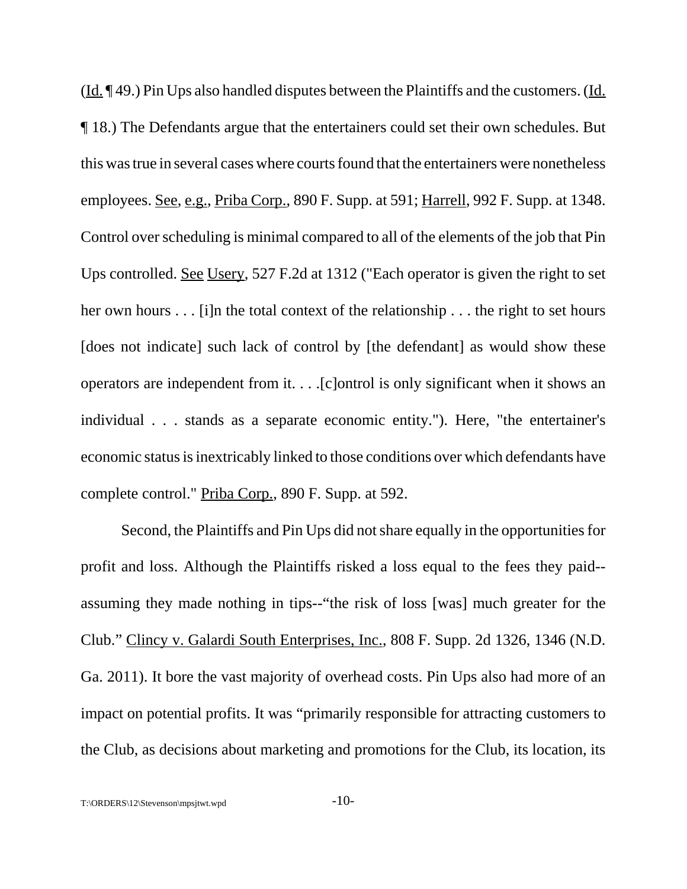(Id. ¶ 49.) Pin Ups also handled disputes between the Plaintiffs and the customers. (Id. ¶ 18.) The Defendants argue that the entertainers could set their own schedules. But this was true in several cases where courts found that the entertainers were nonetheless employees. See, e.g., Priba Corp., 890 F. Supp. at 591; Harrell, 992 F. Supp. at 1348. Control over scheduling is minimal compared to all of the elements of the job that Pin Ups controlled. See Usery, 527 F.2d at 1312 ("Each operator is given the right to set her own hours . . . [i]n the total context of the relationship . . . the right to set hours [does not indicate] such lack of control by [the defendant] as would show these operators are independent from it. . . .[c]ontrol is only significant when it shows an individual . . . stands as a separate economic entity."). Here, "the entertainer's economic status is inextricably linked to those conditions over which defendants have complete control." Priba Corp., 890 F. Supp. at 592.

Second, the Plaintiffs and Pin Ups did not share equally in the opportunities for profit and loss. Although the Plaintiffs risked a loss equal to the fees they paid--assuming they made nothing in tips--"the risk of loss [was] much greater for the Club." Clincy v. Galardi South Enterprises, Inc., 808 F. Supp. 2d 1326, 1346 (N.D. Ga. 2011). It bore the vast majority of overhead costs. Pin Ups also had more of an impact on potential profits. It was "primarily responsible for attracting customers to the Club, as decisions about marketing and promotions for the Club, its location, its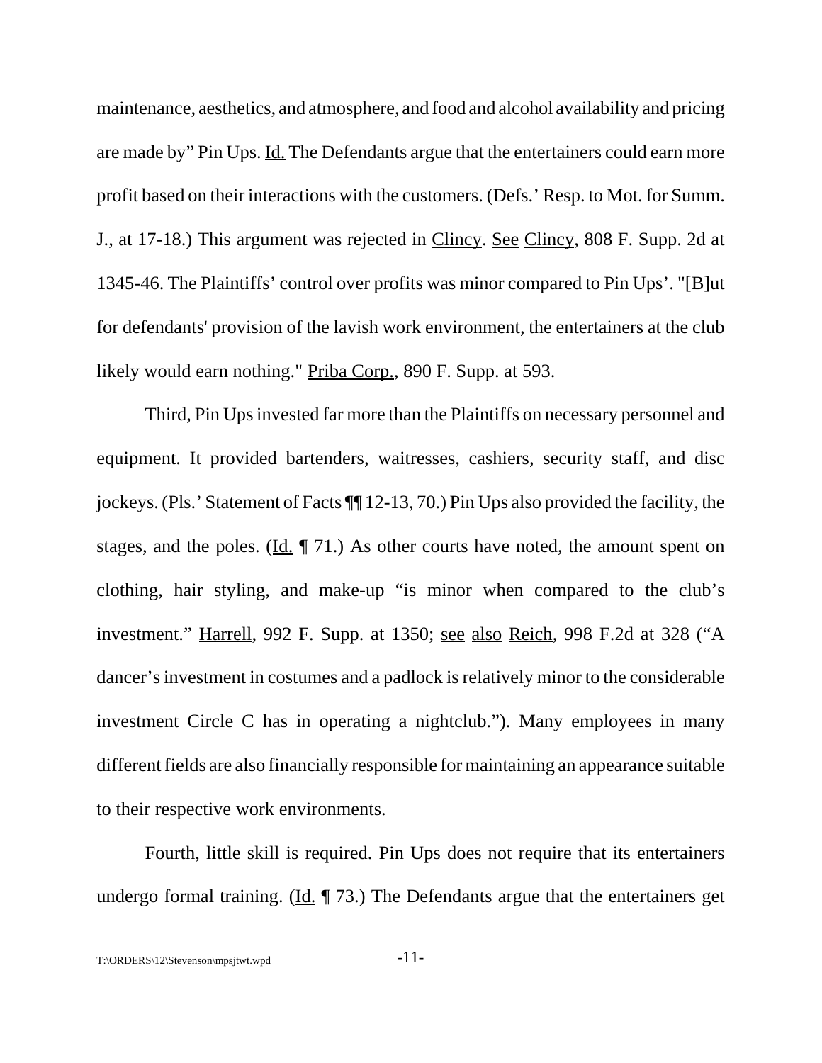maintenance, aesthetics, and atmosphere, and food and alcohol availability and pricing are made by" Pin Ups. Id. The Defendants argue that the entertainers could earn more profit based on their interactions with the customers. (Defs.' Resp. to Mot. for Summ. J., at 17-18.) This argument was rejected in Clincy. See Clincy, 808 F. Supp. 2d at 1345-46. The Plaintiffs' control over profits was minor compared to Pin Ups'. "[B]ut for defendants' provision of the lavish work environment, the entertainers at the club likely would earn nothing." Priba Corp., 890 F. Supp. at 593.

Third, Pin Ups invested far more than the Plaintiffs on necessary personnel and equipment. It provided bartenders, waitresses, cashiers, security staff, and disc jockeys. (Pls.' Statement of Facts ¶¶ 12-13, 70.) Pin Ups also provided the facility, the stages, and the poles. (Id. ¶ 71.) As other courts have noted, the amount spent on clothing, hair styling, and make-up "is minor when compared to the club's investment." Harrell, 992 F. Supp. at 1350; see also Reich, 998 F.2d at 328 ("A dancer's investment in costumes and a padlock is relatively minor to the considerable investment Circle C has in operating a nightclub."). Many employees in many different fields are also financially responsible for maintaining an appearance suitable to their respective work environments.

Fourth, little skill is required. Pin Ups does not require that its entertainers undergo formal training. (Id. ¶ 73.) The Defendants argue that the entertainers get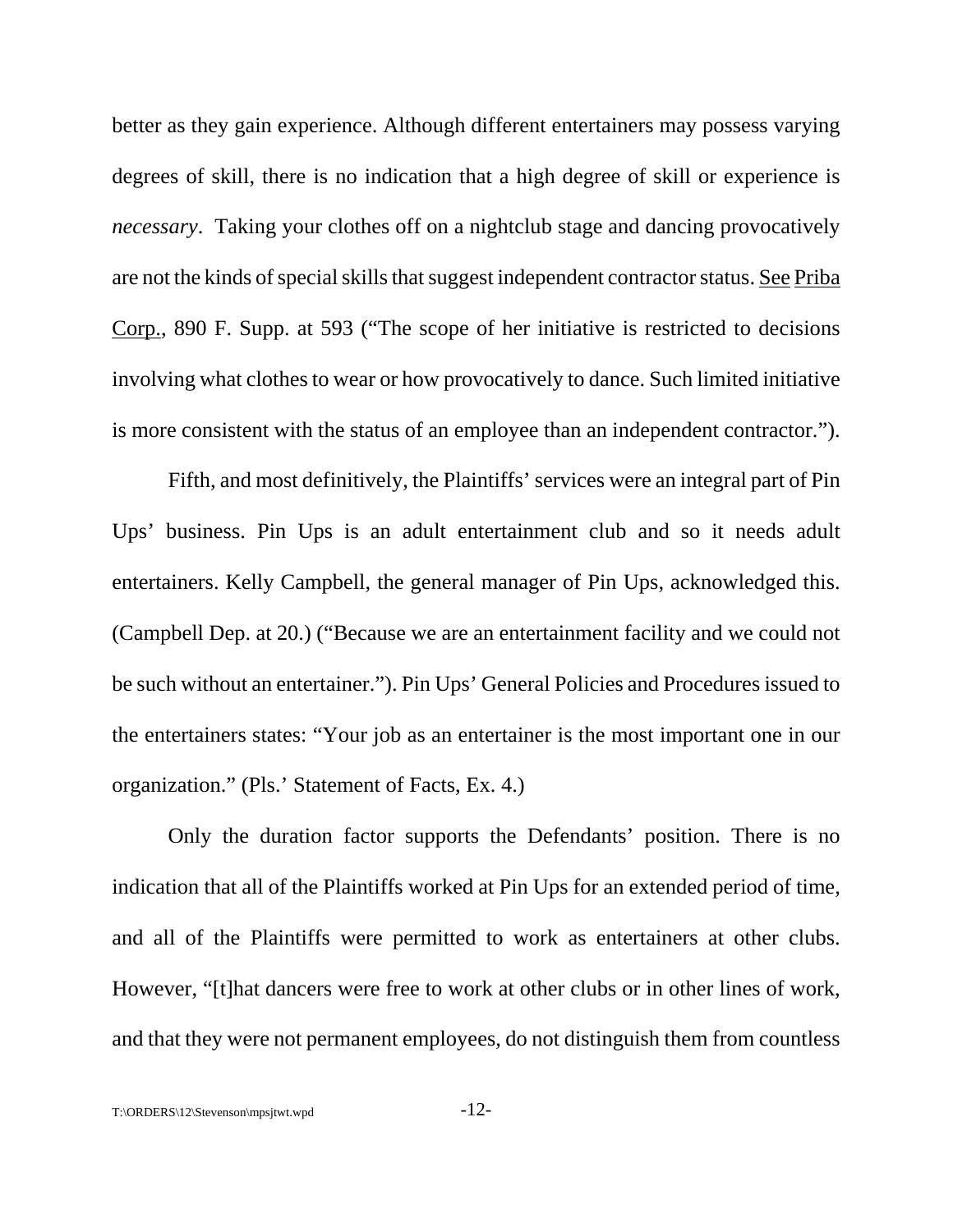better as they gain experience. Although different entertainers may possess varying degrees of skill, there is no indication that a high degree of skill or experience is *necessary*. Taking your clothes off on a nightclub stage and dancing provocatively are not the kinds of special skills that suggest independent contractor status. See Priba Corp., 890 F. Supp. at 593 ("The scope of her initiative is restricted to decisions involving what clothes to wear or how provocatively to dance. Such limited initiative is more consistent with the status of an employee than an independent contractor.").

Fifth, and most definitively, the Plaintiffs' services were an integral part of Pin Ups' business. Pin Ups is an adult entertainment club and so it needs adult entertainers. Kelly Campbell, the general manager of Pin Ups, acknowledged this. (Campbell Dep. at 20.) ("Because we are an entertainment facility and we could not be such without an entertainer."). Pin Ups' General Policies and Procedures issued to the entertainers states: "Your job as an entertainer is the most important one in our organization." (Pls.' Statement of Facts, Ex. 4.)

Only the duration factor supports the Defendants' position. There is no indication that all of the Plaintiffs worked at Pin Ups for an extended period of time, and all of the Plaintiffs were permitted to work as entertainers at other clubs. However, "[t]hat dancers were free to work at other clubs or in other lines of work, and that they were not permanent employees, do not distinguish them from countless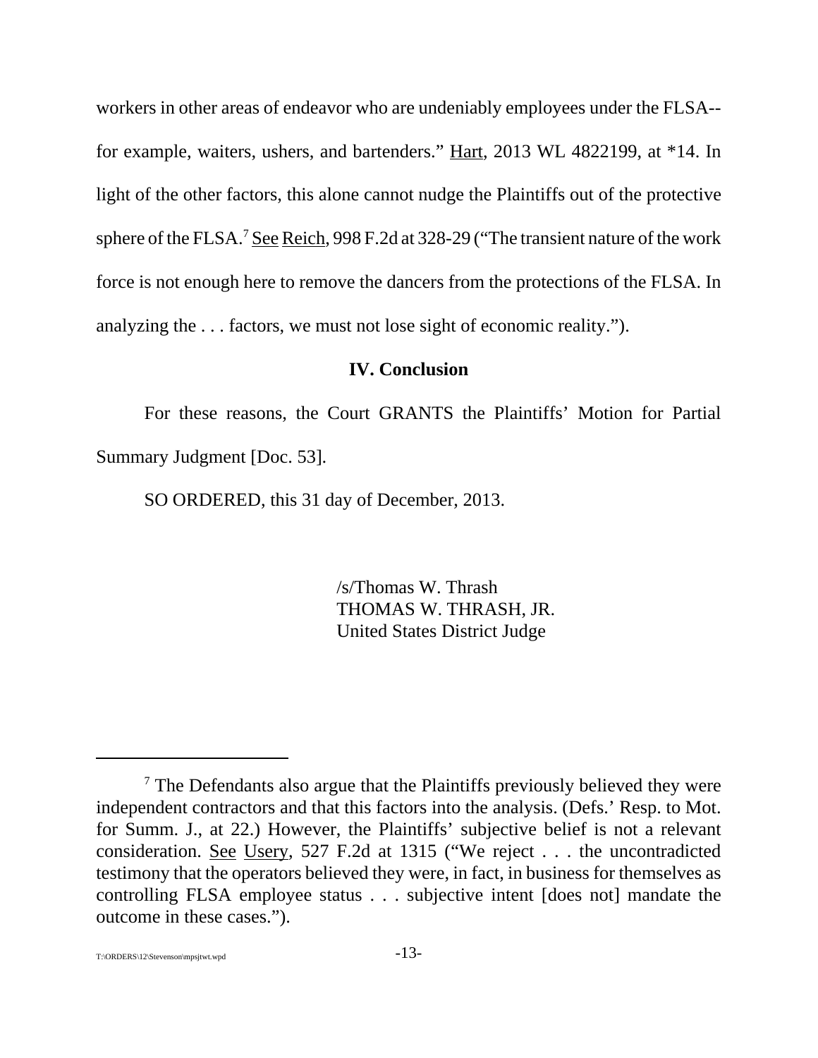workers in other areas of endeavor who are undeniably employees under the FLSA--for example, waiters, ushers, and bartenders." Hart, 2013 WL 4822199, at *14. In light of the other factors, this alone cannot nudge the Plaintiffs out of the protective sphere of the FLSA.[7] See Reich, 998 F.2d at 328-29 ("The transient nature of the work force is not enough here to remove the dancers from the protections of the FLSA. In analyzing the . . . factors, we must not lose sight of economic reality.").

### IV. Conclusion

For these reasons, the Court GRANTS the Plaintiffs' Motion for Partial Summary Judgment [Doc. 53].

SO ORDERED, this 31 day of December, 2013.

/s/Thomas W. Thrash
THOMAS W. THRASH, JR.
United States District Judge

---

[7] The Defendants also argue that the Plaintiffs previously believed they were independent contractors and that this factors into the analysis. (Defs.' Resp. to Mot. for Summ. J., at 22.) However, the Plaintiffs' subjective belief is not a relevant consideration. See Usery, 527 F.2d at 1315 ("We reject . . . the uncontradicted testimony that the operators believed they were, in fact, in business for themselves as controlling FLSA employee status . . . subjective intent [does not] mandate the outcome in these cases.").

T:\ORDERS\12\Stevenson\mpsjtwt.wpd